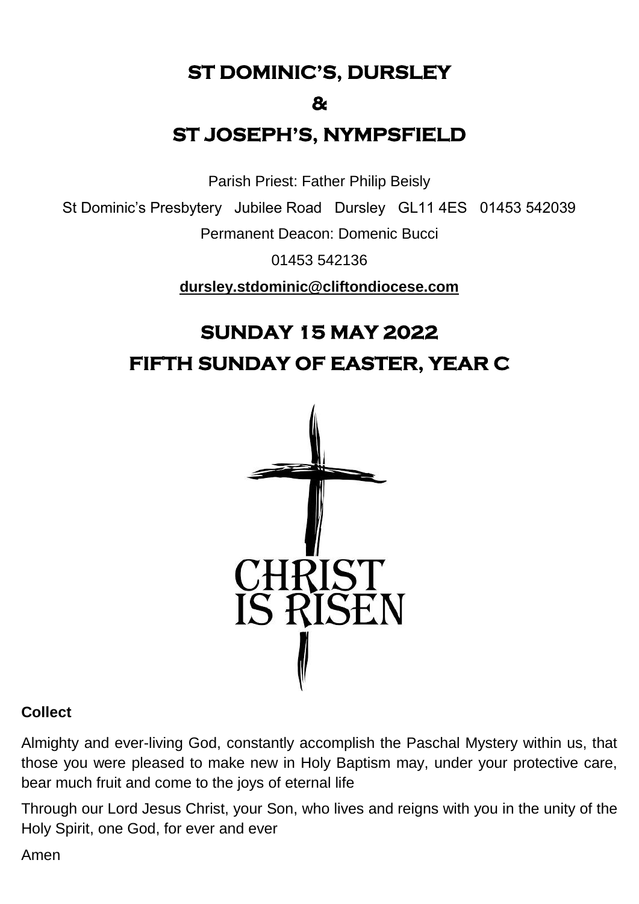# ST DOMINIC'S, DURSLEY

# &

# ST JOSEPH'S, NYMPSFIELD

Parish Priest: Father Philip Beisly

St Dominic's Presbytery Jubilee Road Dursley GL11 4ES 01453 542039

Permanent Deacon: Domenic Bucci

01453 542136

**dursley.stdominic@cliftondiocese.com**

## SUNDAY 15 MAY 2022

## FIFTH SUNDAY OF EASTER, YEAR C

CHRIST IS RISEN

**Collect**

Almighty and ever-living God, constantly accomplish the Paschal Mystery within us, that those you were pleased to make new in Holy Baptism may, under your protective care, bear much fruit and come to the joys of eternal life

Through our Lord Jesus Christ, your Son, who lives and reigns with you in the unity of the Holy Spirit, one God, for ever and ever

Amen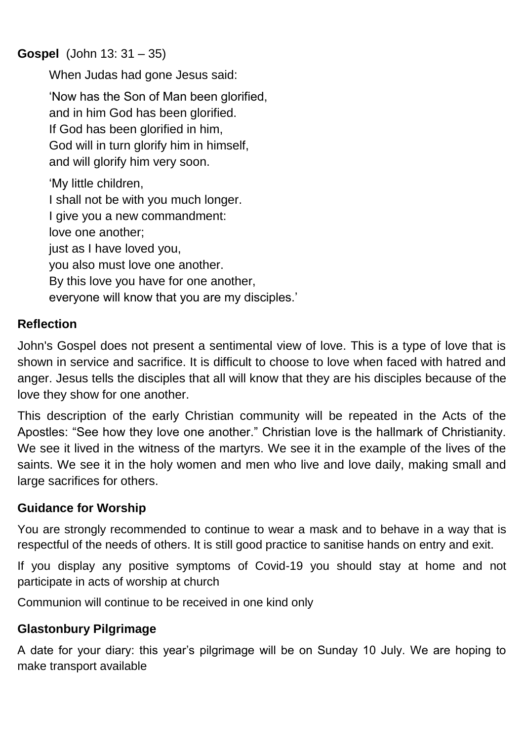**Gospel** (John 13: 31 – 35)

When Judas had gone Jesus said:

'Now has the Son of Man been glorified,
and in him God has been glorified.
If God has been glorified in him,
God will in turn glorify him in himself,
and will glorify him very soon.

'My little children,
I shall not be with you much longer.
I give you a new commandment:
love one another;
just as I have loved you,
you also must love one another.
By this love you have for one another,
everyone will know that you are my disciples.'

## Reflection

John's Gospel does not present a sentimental view of love. This is a type of love that is shown in service and sacrifice. It is difficult to choose to love when faced with hatred and anger. Jesus tells the disciples that all will know that they are his disciples because of the love they show for one another.

This description of the early Christian community will be repeated in the Acts of the Apostles: "See how they love one another." Christian love is the hallmark of Christianity. We see it lived in the witness of the martyrs. We see it in the example of the lives of the saints. We see it in the holy women and men who live and love daily, making small and large sacrifices for others.

## Guidance for Worship

You are strongly recommended to continue to wear a mask and to behave in a way that is respectful of the needs of others. It is still good practice to sanitise hands on entry and exit.

If you display any positive symptoms of Covid-19 you should stay at home and not participate in acts of worship at church

Communion will continue to be received in one kind only

## Glastonbury Pilgrimage

A date for your diary: this year's pilgrimage will be on Sunday 10 July. We are hoping to make transport available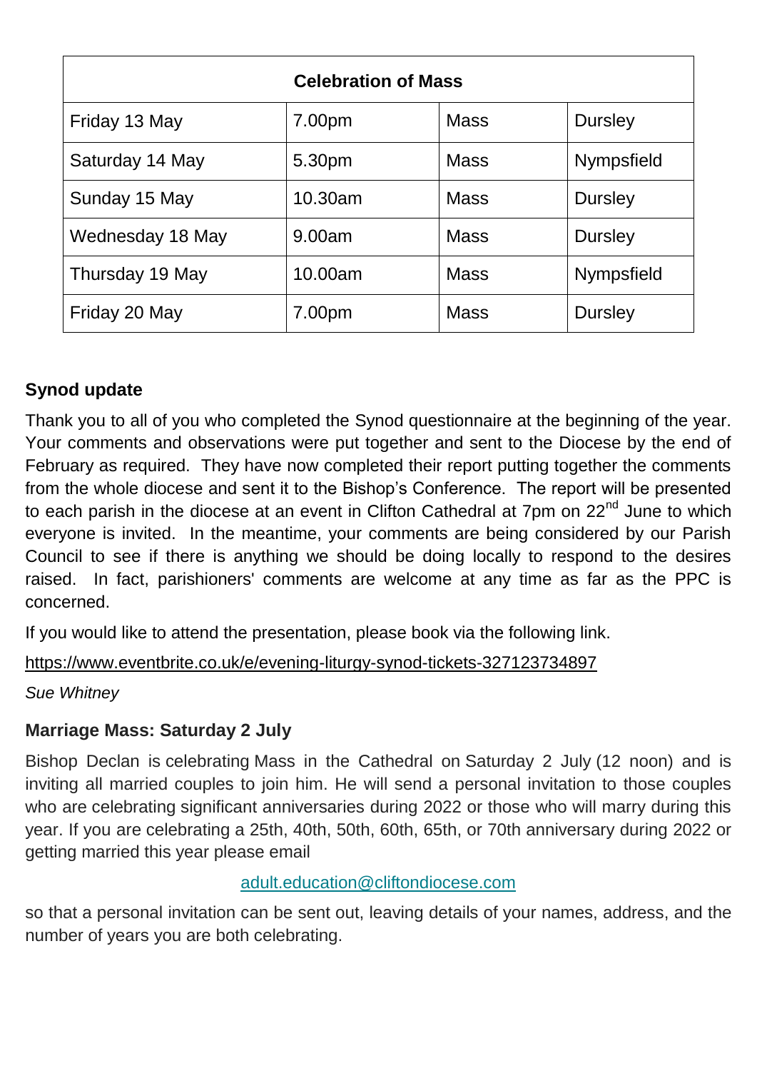| Celebration of Mass | | | |
|---|---|---|---|
| Friday 13 May | 7.00pm | Mass | Dursley |
| Saturday 14 May | 5.30pm | Mass | Nympsfield |
| Sunday 15 May | 10.30am | Mass | Dursley |
| Wednesday 18 May | 9.00am | Mass | Dursley |
| Thursday 19 May | 10.00am | Mass | Nympsfield |
| Friday 20 May | 7.00pm | Mass | Dursley |

**Synod update**

Thank you to all of you who completed the Synod questionnaire at the beginning of the year. Your comments and observations were put together and sent to the Diocese by the end of February as required. They have now completed their report putting together the comments from the whole diocese and sent it to the Bishop's Conference. The report will be presented to each parish in the diocese at an event in Clifton Cathedral at 7pm on 22nd June to which everyone is invited. In the meantime, your comments are being considered by our Parish Council to see if there is anything we should be doing locally to respond to the desires raised. In fact, parishioners' comments are welcome at any time as far as the PPC is concerned.

If you would like to attend the presentation, please book via the following link.

https://www.eventbrite.co.uk/e/evening-liturgy-synod-tickets-327123734897

*Sue Whitney*

**Marriage Mass: Saturday 2 July**

Bishop Declan is celebrating Mass in the Cathedral on Saturday 2 July (12 noon) and is inviting all married couples to join him. He will send a personal invitation to those couples who are celebrating significant anniversaries during 2022 or those who will marry during this year. If you are celebrating a 25th, 40th, 50th, 60th, 65th, or 70th anniversary during 2022 or getting married this year please email

adult.education@cliftondiocese.com

so that a personal invitation can be sent out, leaving details of your names, address, and the number of years you are both celebrating.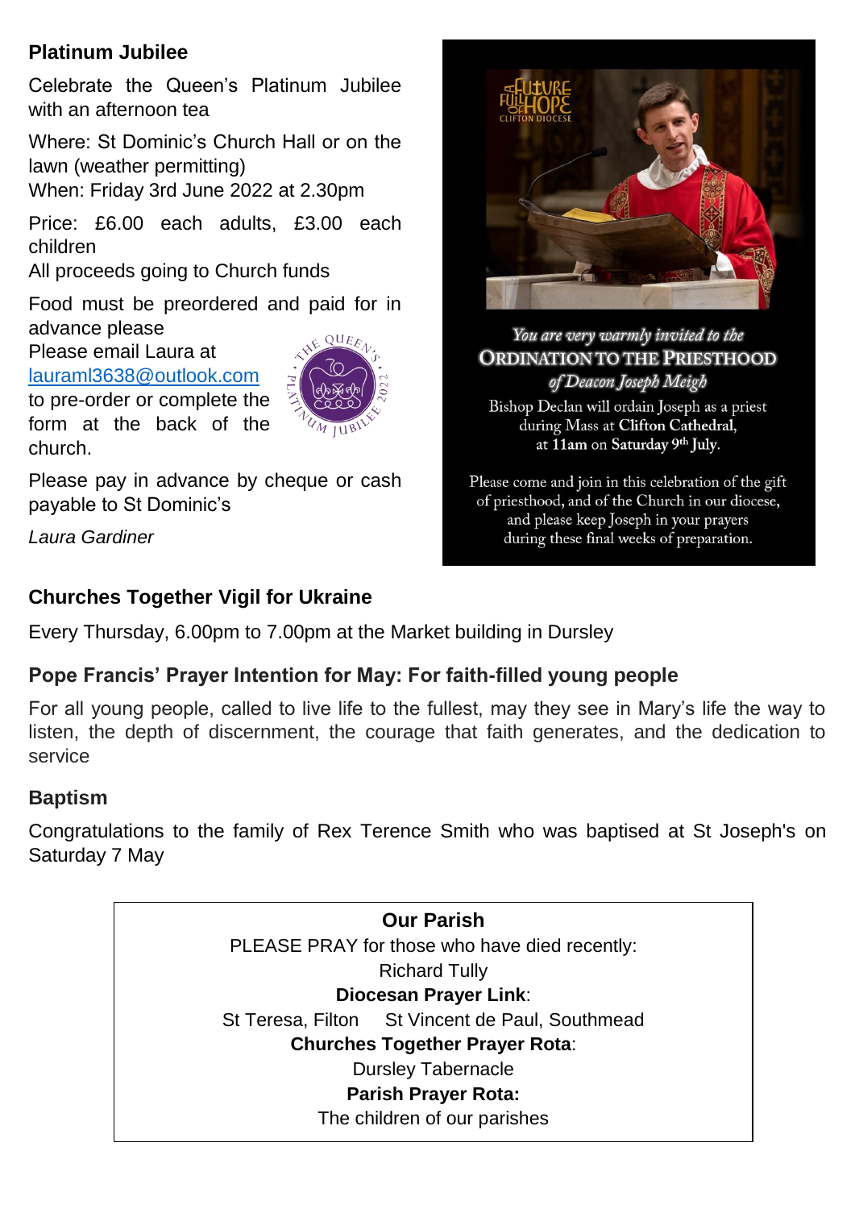## Platinum Jubilee

Celebrate the Queen's Platinum Jubilee with an afternoon tea

Where: St Dominic's Church Hall or on the lawn (weather permitting)
When: Friday 3rd June 2022 at 2.30pm

Price: £6.00 each adults, £3.00 each children
All proceeds going to Church funds

Food must be preordered and paid for in advance please
Please email Laura at lauraml3638@outlook.com to pre-order or complete the form at the back of the church.

Please pay in advance by cheque or cash payable to St Dominic's

*Laura Gardiner*

FUTURE FULL OF HOPE
CLIFTON DIOCESE

*You are very warmly invited to the*
**ORDINATION TO THE PRIESTHOOD**
*of Deacon Joseph Meigh*

Bishop Declan will ordain Joseph as a priest during Mass at **Clifton Cathedral**, at **11am** on **Saturday 9th July**.

Please come and join in this celebration of the gift of priesthood, and of the Church in our diocese, and please keep Joseph in your prayers during these final weeks of preparation.

## Churches Together Vigil for Ukraine

Every Thursday, 6.00pm to 7.00pm at the Market building in Dursley

## Pope Francis' Prayer Intention for May: For faith-filled young people

For all young people, called to live life to the fullest, may they see in Mary's life the way to listen, the depth of discernment, the courage that faith generates, and the dedication to service

## Baptism

Congratulations to the family of Rex Terence Smith who was baptised at St Joseph's on Saturday 7 May

**Our Parish**

PLEASE PRAY for those who have died recently:
Richard Tully

**Diocesan Prayer Link**:
St Teresa, Filton     St Vincent de Paul, Southmead

**Churches Together Prayer Rota**:
Dursley Tabernacle

**Parish Prayer Rota:**
The children of our parishes